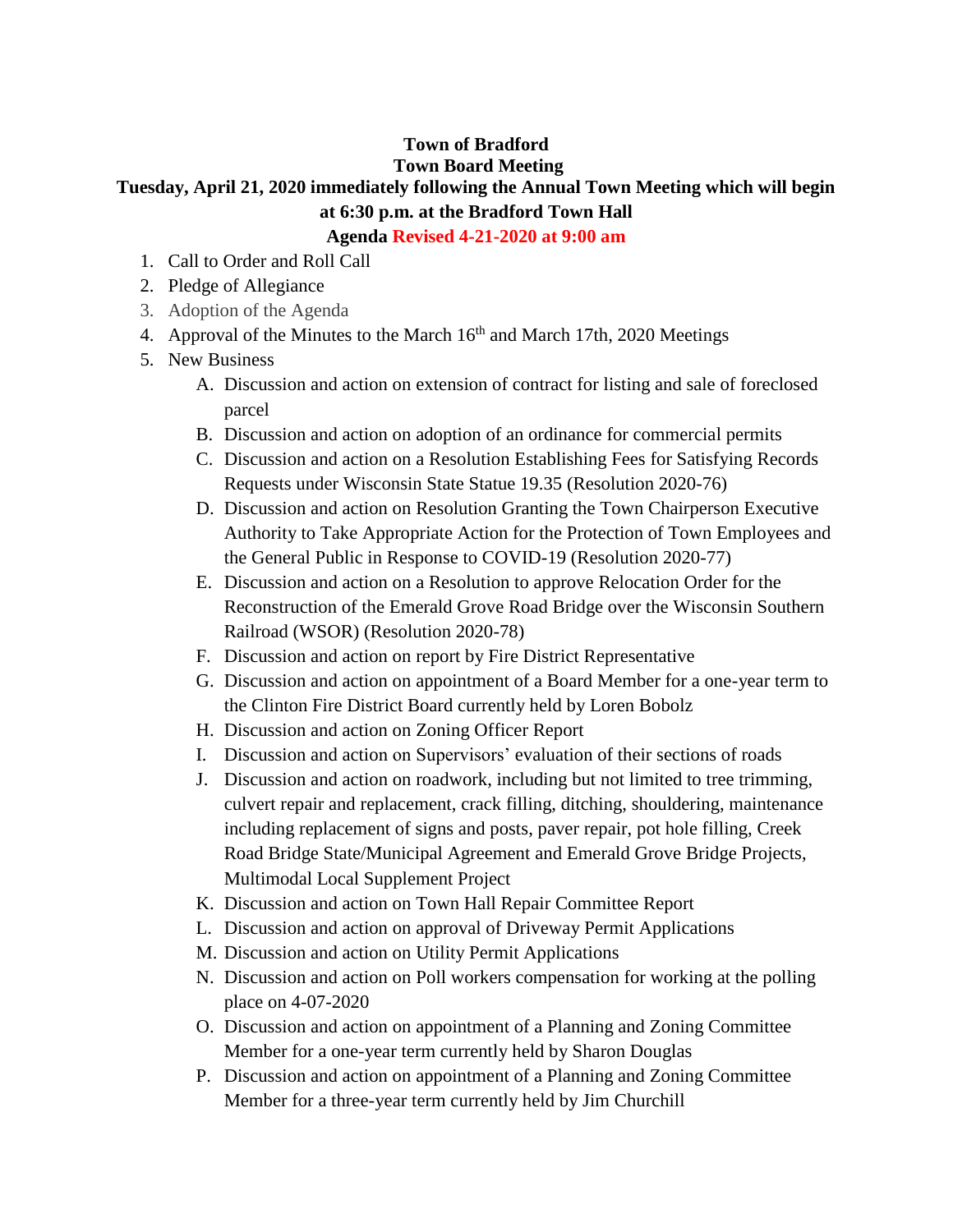**Town of Bradford**

**Town Board Meeting**

**Tuesday, April 21, 2020 immediately following the Annual Town Meeting which will begin at 6:30 p.m. at the Bradford Town Hall**

**Agenda Revised 4-21-2020 at 9:00 am**

1. Call to Order and Roll Call
2. Pledge of Allegiance
3. Adoption of the Agenda
4. Approval of the Minutes to the March 16th and March 17th, 2020 Meetings
5. New Business
   - A. Discussion and action on extension of contract for listing and sale of foreclosed parcel
   - B. Discussion and action on adoption of an ordinance for commercial permits
   - C. Discussion and action on a Resolution Establishing Fees for Satisfying Records Requests under Wisconsin State Statue 19.35 (Resolution 2020-76)
   - D. Discussion and action on Resolution Granting the Town Chairperson Executive Authority to Take Appropriate Action for the Protection of Town Employees and the General Public in Response to COVID-19 (Resolution 2020-77)
   - E. Discussion and action on a Resolution to approve Relocation Order for the Reconstruction of the Emerald Grove Road Bridge over the Wisconsin Southern Railroad (WSOR) (Resolution 2020-78)
   - F. Discussion and action on report by Fire District Representative
   - G. Discussion and action on appointment of a Board Member for a one-year term to the Clinton Fire District Board currently held by Loren Bobolz
   - H. Discussion and action on Zoning Officer Report
   - I. Discussion and action on Supervisors' evaluation of their sections of roads
   - J. Discussion and action on roadwork, including but not limited to tree trimming, culvert repair and replacement, crack filling, ditching, shouldering, maintenance including replacement of signs and posts, paver repair, pot hole filling, Creek Road Bridge State/Municipal Agreement and Emerald Grove Bridge Projects, Multimodal Local Supplement Project
   - K. Discussion and action on Town Hall Repair Committee Report
   - L. Discussion and action on approval of Driveway Permit Applications
   - M. Discussion and action on Utility Permit Applications
   - N. Discussion and action on Poll workers compensation for working at the polling place on 4-07-2020
   - O. Discussion and action on appointment of a Planning and Zoning Committee Member for a one-year term currently held by Sharon Douglas
   - P. Discussion and action on appointment of a Planning and Zoning Committee Member for a three-year term currently held by Jim Churchill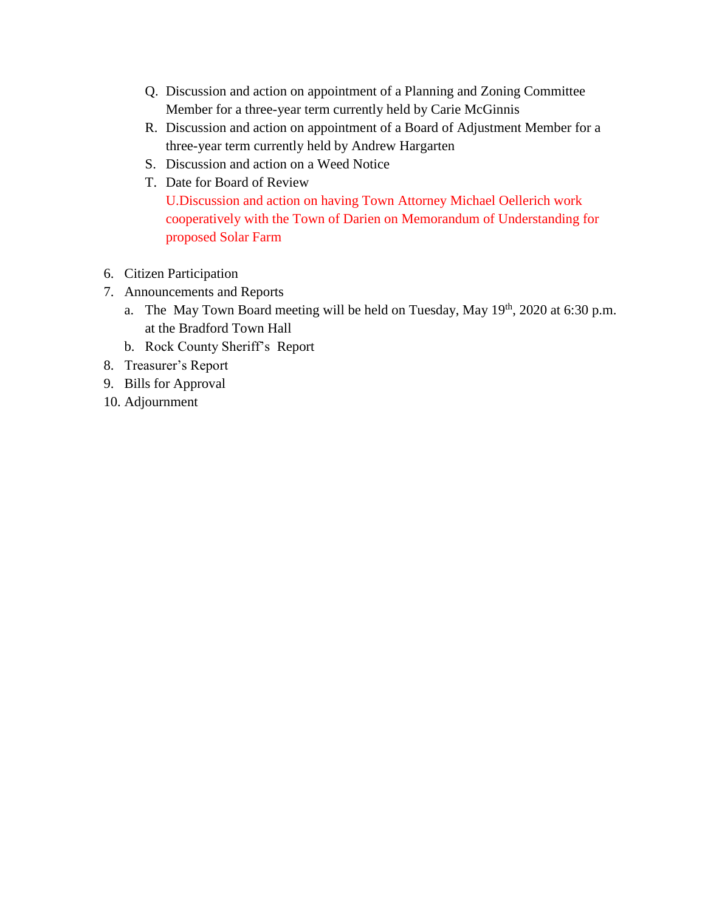Q. Discussion and action on appointment of a Planning and Zoning Committee Member for a three-year term currently held by Carie McGinnis

R. Discussion and action on appointment of a Board of Adjustment Member for a three-year term currently held by Andrew Hargarten

S. Discussion and action on a Weed Notice

T. Date for Board of Review

U. Discussion and action on having Town Attorney Michael Oellerich work cooperatively with the Town of Darien on Memorandum of Understanding for proposed Solar Farm

6. Citizen Participation
7. Announcements and Reports
   a. The May Town Board meeting will be held on Tuesday, May 19th, 2020 at 6:30 p.m. at the Bradford Town Hall
   b. Rock County Sheriff's Report
8. Treasurer's Report
9. Bills for Approval
10. Adjournment